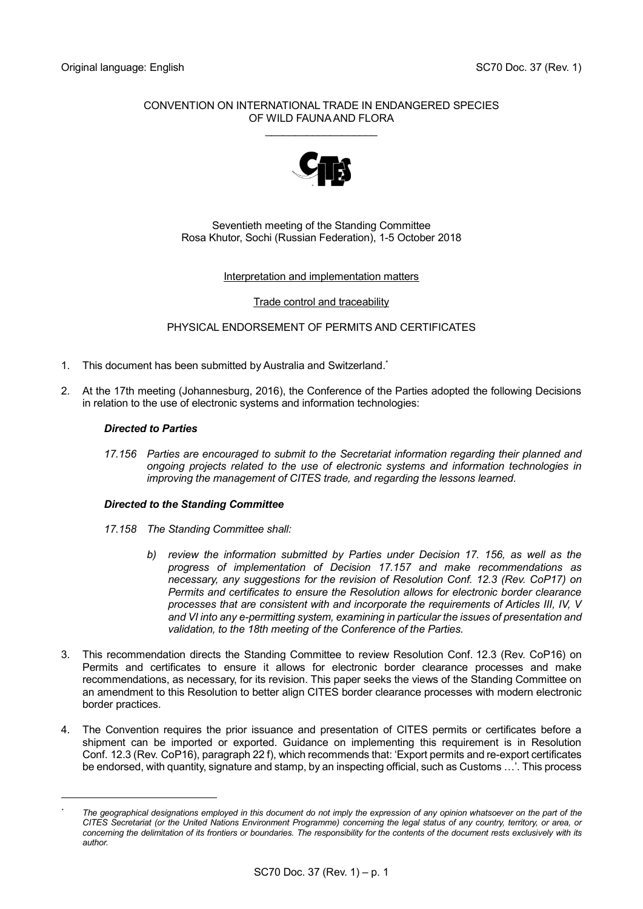Original language: English

SC70 Doc. 37 (Rev. 1)

CONVENTION ON INTERNATIONAL TRADE IN ENDANGERED SPECIES OF WILD FAUNA AND FLORA

\_\_\_\_\_\_\_\_\_\_\_\_\_\_\_\_\_\_\_

Seventieth meeting of the Standing Committee
Rosa Khutor, Sochi (Russian Federation), 1-5 October 2018

Interpretation and implementation matters

Trade control and traceability

PHYSICAL ENDORSEMENT OF PERMITS AND CERTIFICATES

1. This document has been submitted by Australia and Switzerland.*

2. At the 17th meeting (Johannesburg, 2016), the Conference of the Parties adopted the following Decisions in relation to the use of electronic systems and information technologies:

   ***Directed to Parties***

   *17.156 Parties are encouraged to submit to the Secretariat information regarding their planned and ongoing projects related to the use of electronic systems and information technologies in improving the management of CITES trade, and regarding the lessons learned.*

   ***Directed to the Standing Committee***

   *17.158 The Standing Committee shall:*

   *b) review the information submitted by Parties under Decision 17. 156, as well as the progress of implementation of Decision 17.157 and make recommendations as necessary, any suggestions for the revision of Resolution Conf. 12.3 (Rev. CoP17) on Permits and certificates to ensure the Resolution allows for electronic border clearance processes that are consistent with and incorporate the requirements of Articles III, IV, V and VI into any e-permitting system, examining in particular the issues of presentation and validation, to the 18th meeting of the Conference of the Parties.*

3. This recommendation directs the Standing Committee to review Resolution Conf. 12.3 (Rev. CoP16) on Permits and certificates to ensure it allows for electronic border clearance processes and make recommendations, as necessary, for its revision. This paper seeks the views of the Standing Committee on an amendment to this Resolution to better align CITES border clearance processes with modern electronic border practices.

4. The Convention requires the prior issuance and presentation of CITES permits or certificates before a shipment can be imported or exported. Guidance on implementing this requirement is in Resolution Conf. 12.3 (Rev. CoP16), paragraph 22 f), which recommends that: 'Export permits and re-export certificates be endorsed, with quantity, signature and stamp, by an inspecting official, such as Customs …'. This process

\* *The geographical designations employed in this document do not imply the expression of any opinion whatsoever on the part of the CITES Secretariat (or the United Nations Environment Programme) concerning the legal status of any country, territory, or area, or concerning the delimitation of its frontiers or boundaries. The responsibility for the contents of the document rests exclusively with its author.*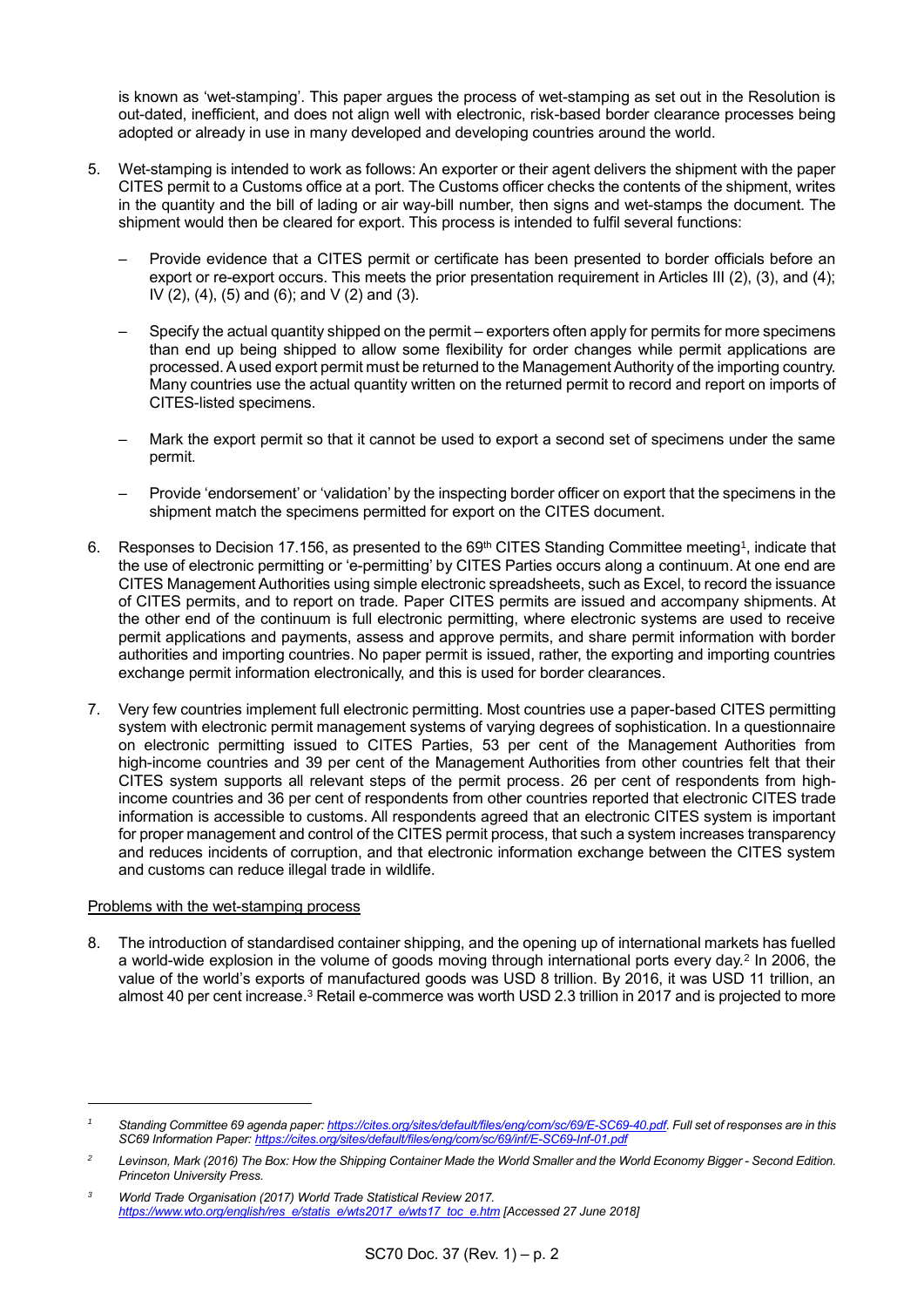is known as 'wet-stamping'. This paper argues the process of wet-stamping as set out in the Resolution is out-dated, inefficient, and does not align well with electronic, risk-based border clearance processes being adopted or already in use in many developed and developing countries around the world.

5. Wet-stamping is intended to work as follows: An exporter or their agent delivers the shipment with the paper CITES permit to a Customs office at a port. The Customs officer checks the contents of the shipment, writes in the quantity and the bill of lading or air way-bill number, then signs and wet-stamps the document. The shipment would then be cleared for export. This process is intended to fulfil several functions:

   – Provide evidence that a CITES permit or certificate has been presented to border officials before an export or re-export occurs. This meets the prior presentation requirement in Articles III (2), (3), and (4); IV (2), (4), (5) and (6); and V (2) and (3).

   – Specify the actual quantity shipped on the permit – exporters often apply for permits for more specimens than end up being shipped to allow some flexibility for order changes while permit applications are processed. A used export permit must be returned to the Management Authority of the importing country. Many countries use the actual quantity written on the returned permit to record and report on imports of CITES-listed specimens.

   – Mark the export permit so that it cannot be used to export a second set of specimens under the same permit.

   – Provide 'endorsement' or 'validation' by the inspecting border officer on export that the specimens in the shipment match the specimens permitted for export on the CITES document.

6. Responses to Decision 17.156, as presented to the 69th CITES Standing Committee meeting[1], indicate that the use of electronic permitting or 'e-permitting' by CITES Parties occurs along a continuum. At one end are CITES Management Authorities using simple electronic spreadsheets, such as Excel, to record the issuance of CITES permits, and to report on trade. Paper CITES permits are issued and accompany shipments. At the other end of the continuum is full electronic permitting, where electronic systems are used to receive permit applications and payments, assess and approve permits, and share permit information with border authorities and importing countries. No paper permit is issued, rather, the exporting and importing countries exchange permit information electronically, and this is used for border clearances.

7. Very few countries implement full electronic permitting. Most countries use a paper-based CITES permitting system with electronic permit management systems of varying degrees of sophistication. In a questionnaire on electronic permitting issued to CITES Parties, 53 per cent of the Management Authorities from high-income countries and 39 per cent of the Management Authorities from other countries felt that their CITES system supports all relevant steps of the permit process. 26 per cent of respondents from high-income countries and 36 per cent of respondents from other countries reported that electronic CITES trade information is accessible to customs. All respondents agreed that an electronic CITES system is important for proper management and control of the CITES permit process, that such a system increases transparency and reduces incidents of corruption, and that electronic information exchange between the CITES system and customs can reduce illegal trade in wildlife.

Problems with the wet-stamping process

8. The introduction of standardised container shipping, and the opening up of international markets has fuelled a world-wide explosion in the volume of goods moving through international ports every day.[2] In 2006, the value of the world's exports of manufactured goods was USD 8 trillion. By 2016, it was USD 11 trillion, an almost 40 per cent increase.[3] Retail e-commerce was worth USD 2.3 trillion in 2017 and is projected to more

---

[1] *Standing Committee 69 agenda paper: https://cites.org/sites/default/files/eng/com/sc/69/E-SC69-40.pdf. Full set of responses are in this SC69 Information Paper: https://cites.org/sites/default/files/eng/com/sc/69/inf/E-SC69-Inf-01.pdf*

[2] *Levinson, Mark (2016) The Box: How the Shipping Container Made the World Smaller and the World Economy Bigger - Second Edition. Princeton University Press.*

[3] *World Trade Organisation (2017) World Trade Statistical Review 2017. https://www.wto.org/english/res_e/statis_e/wts2017_e/wts17_toc_e.htm [Accessed 27 June 2018]*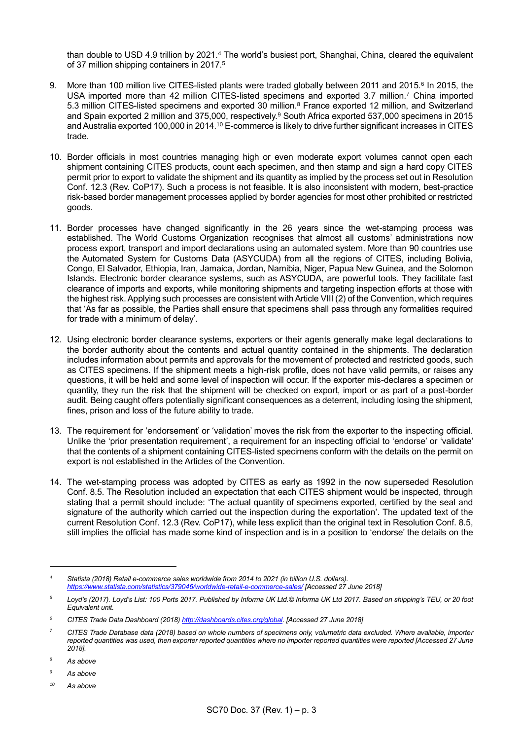than double to USD 4.9 trillion by 2021.[4] The world's busiest port, Shanghai, China, cleared the equivalent of 37 million shipping containers in 2017.[5]

9. More than 100 million live CITES-listed plants were traded globally between 2011 and 2015.[6] In 2015, the USA imported more than 42 million CITES-listed specimens and exported 3.7 million.[7] China imported 5.3 million CITES-listed specimens and exported 30 million.[8] France exported 12 million, and Switzerland and Spain exported 2 million and 375,000, respectively.[9] South Africa exported 537,000 specimens in 2015 and Australia exported 100,000 in 2014.[10] E-commerce is likely to drive further significant increases in CITES trade.

10. Border officials in most countries managing high or even moderate export volumes cannot open each shipment containing CITES products, count each specimen, and then stamp and sign a hard copy CITES permit prior to export to validate the shipment and its quantity as implied by the process set out in Resolution Conf. 12.3 (Rev. CoP17). Such a process is not feasible. It is also inconsistent with modern, best-practice risk-based border management processes applied by border agencies for most other prohibited or restricted goods.

11. Border processes have changed significantly in the 26 years since the wet-stamping process was established. The World Customs Organization recognises that almost all customs' administrations now process export, transport and import declarations using an automated system. More than 90 countries use the Automated System for Customs Data (ASYCUDA) from all the regions of CITES, including Bolivia, Congo, El Salvador, Ethiopia, Iran, Jamaica, Jordan, Namibia, Niger, Papua New Guinea, and the Solomon Islands. Electronic border clearance systems, such as ASYCUDA, are powerful tools. They facilitate fast clearance of imports and exports, while monitoring shipments and targeting inspection efforts at those with the highest risk. Applying such processes are consistent with Article VIII (2) of the Convention, which requires that 'As far as possible, the Parties shall ensure that specimens shall pass through any formalities required for trade with a minimum of delay'.

12. Using electronic border clearance systems, exporters or their agents generally make legal declarations to the border authority about the contents and actual quantity contained in the shipments. The declaration includes information about permits and approvals for the movement of protected and restricted goods, such as CITES specimens. If the shipment meets a high-risk profile, does not have valid permits, or raises any questions, it will be held and some level of inspection will occur. If the exporter mis-declares a specimen or quantity, they run the risk that the shipment will be checked on export, import or as part of a post-border audit. Being caught offers potentially significant consequences as a deterrent, including losing the shipment, fines, prison and loss of the future ability to trade.

13. The requirement for 'endorsement' or 'validation' moves the risk from the exporter to the inspecting official. Unlike the 'prior presentation requirement', a requirement for an inspecting official to 'endorse' or 'validate' that the contents of a shipment containing CITES-listed specimens conform with the details on the permit on export is not established in the Articles of the Convention.

14. The wet-stamping process was adopted by CITES as early as 1992 in the now superseded Resolution Conf. 8.5. The Resolution included an expectation that each CITES shipment would be inspected, through stating that a permit should include: 'The actual quantity of specimens exported, certified by the seal and signature of the authority which carried out the inspection during the exportation'. The updated text of the current Resolution Conf. 12.3 (Rev. CoP17), while less explicit than the original text in Resolution Conf. 8.5, still implies the official has made some kind of inspection and is in a position to 'endorse' the details on the

---

[4] *Statista (2018) Retail e-commerce sales worldwide from 2014 to 2021 (in billion U.S. dollars). https://www.statista.com/statistics/379046/worldwide-retail-e-commerce-sales/ [Accessed 27 June 2018]*

[5] *Loyd's (2017). Loyd's List: 100 Ports 2017. Published by Informa UK Ltd.© Informa UK Ltd 2017. Based on shipping's TEU, or 20 foot Equivalent unit.*

[6] *CITES Trade Data Dashboard (2018) http://dashboards.cites.org/global. [Accessed 27 June 2018]*

[7] *CITES Trade Database data (2018) based on whole numbers of specimens only, volumetric data excluded. Where available, importer reported quantities was used, then exporter reported quantities where no importer reported quantities were reported [Accessed 27 June 2018].*

[8] *As above*

[9] *As above*

[10] *As above*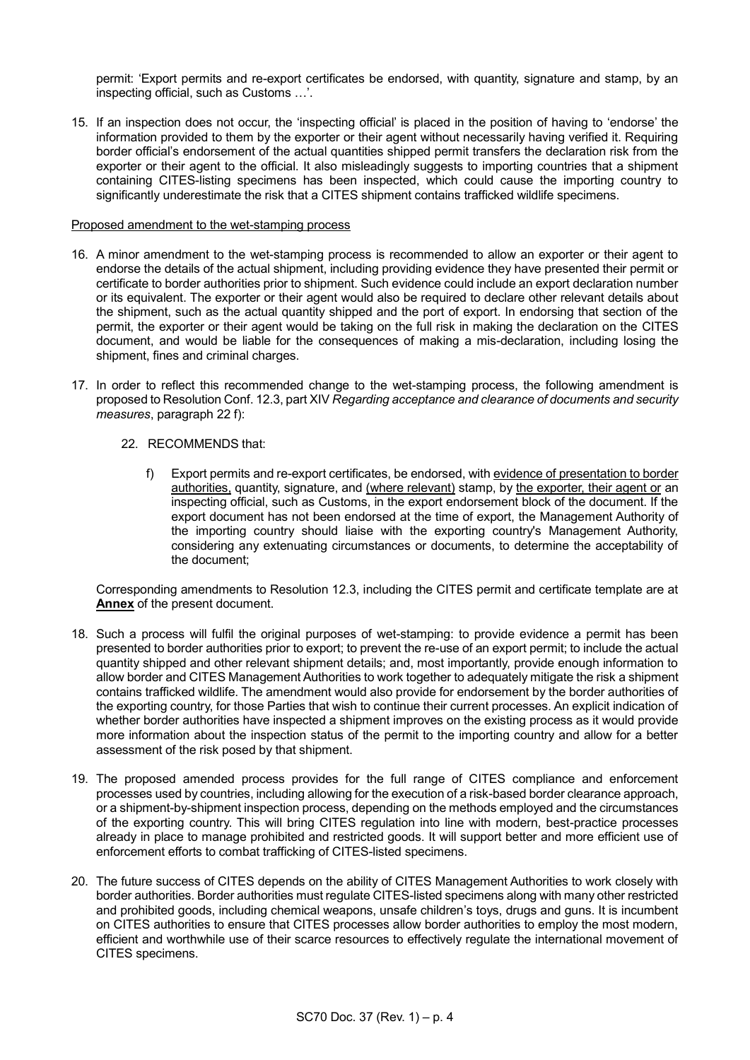permit: 'Export permits and re-export certificates be endorsed, with quantity, signature and stamp, by an inspecting official, such as Customs …'.

15. If an inspection does not occur, the 'inspecting official' is placed in the position of having to 'endorse' the information provided to them by the exporter or their agent without necessarily having verified it. Requiring border official's endorsement of the actual quantities shipped permit transfers the declaration risk from the exporter or their agent to the official. It also misleadingly suggests to importing countries that a shipment containing CITES-listing specimens has been inspected, which could cause the importing country to significantly underestimate the risk that a CITES shipment contains trafficked wildlife specimens.

<u>Proposed amendment to the wet-stamping process</u>

16. A minor amendment to the wet-stamping process is recommended to allow an exporter or their agent to endorse the details of the actual shipment, including providing evidence they have presented their permit or certificate to border authorities prior to shipment. Such evidence could include an export declaration number or its equivalent. The exporter or their agent would also be required to declare other relevant details about the shipment, such as the actual quantity shipped and the port of export. In endorsing that section of the permit, the exporter or their agent would be taking on the full risk in making the declaration on the CITES document, and would be liable for the consequences of making a mis-declaration, including losing the shipment, fines and criminal charges.

17. In order to reflect this recommended change to the wet-stamping process, the following amendment is proposed to Resolution Conf. 12.3, part XIV *Regarding acceptance and clearance of documents and security measures*, paragraph 22 f):

    22. RECOMMENDS that:

        f) Export permits and re-export certificates, be endorsed, with <u>evidence of presentation to border authorities,</u> quantity, signature, and <u>(where relevant)</u> stamp, by <u>the exporter, their agent or</u> an inspecting official, such as Customs, in the export endorsement block of the document. If the export document has not been endorsed at the time of export, the Management Authority of the importing country should liaise with the exporting country's Management Authority, considering any extenuating circumstances or documents, to determine the acceptability of the document;

    Corresponding amendments to Resolution 12.3, including the CITES permit and certificate template are at **<u>Annex</u>** of the present document.

18. Such a process will fulfil the original purposes of wet-stamping: to provide evidence a permit has been presented to border authorities prior to export; to prevent the re-use of an export permit; to include the actual quantity shipped and other relevant shipment details; and, most importantly, provide enough information to allow border and CITES Management Authorities to work together to adequately mitigate the risk a shipment contains trafficked wildlife. The amendment would also provide for endorsement by the border authorities of the exporting country, for those Parties that wish to continue their current processes. An explicit indication of whether border authorities have inspected a shipment improves on the existing process as it would provide more information about the inspection status of the permit to the importing country and allow for a better assessment of the risk posed by that shipment.

19. The proposed amended process provides for the full range of CITES compliance and enforcement processes used by countries, including allowing for the execution of a risk-based border clearance approach, or a shipment-by-shipment inspection process, depending on the methods employed and the circumstances of the exporting country. This will bring CITES regulation into line with modern, best-practice processes already in place to manage prohibited and restricted goods. It will support better and more efficient use of enforcement efforts to combat trafficking of CITES-listed specimens.

20. The future success of CITES depends on the ability of CITES Management Authorities to work closely with border authorities. Border authorities must regulate CITES-listed specimens along with many other restricted and prohibited goods, including chemical weapons, unsafe children's toys, drugs and guns. It is incumbent on CITES authorities to ensure that CITES processes allow border authorities to employ the most modern, efficient and worthwhile use of their scarce resources to effectively regulate the international movement of CITES specimens.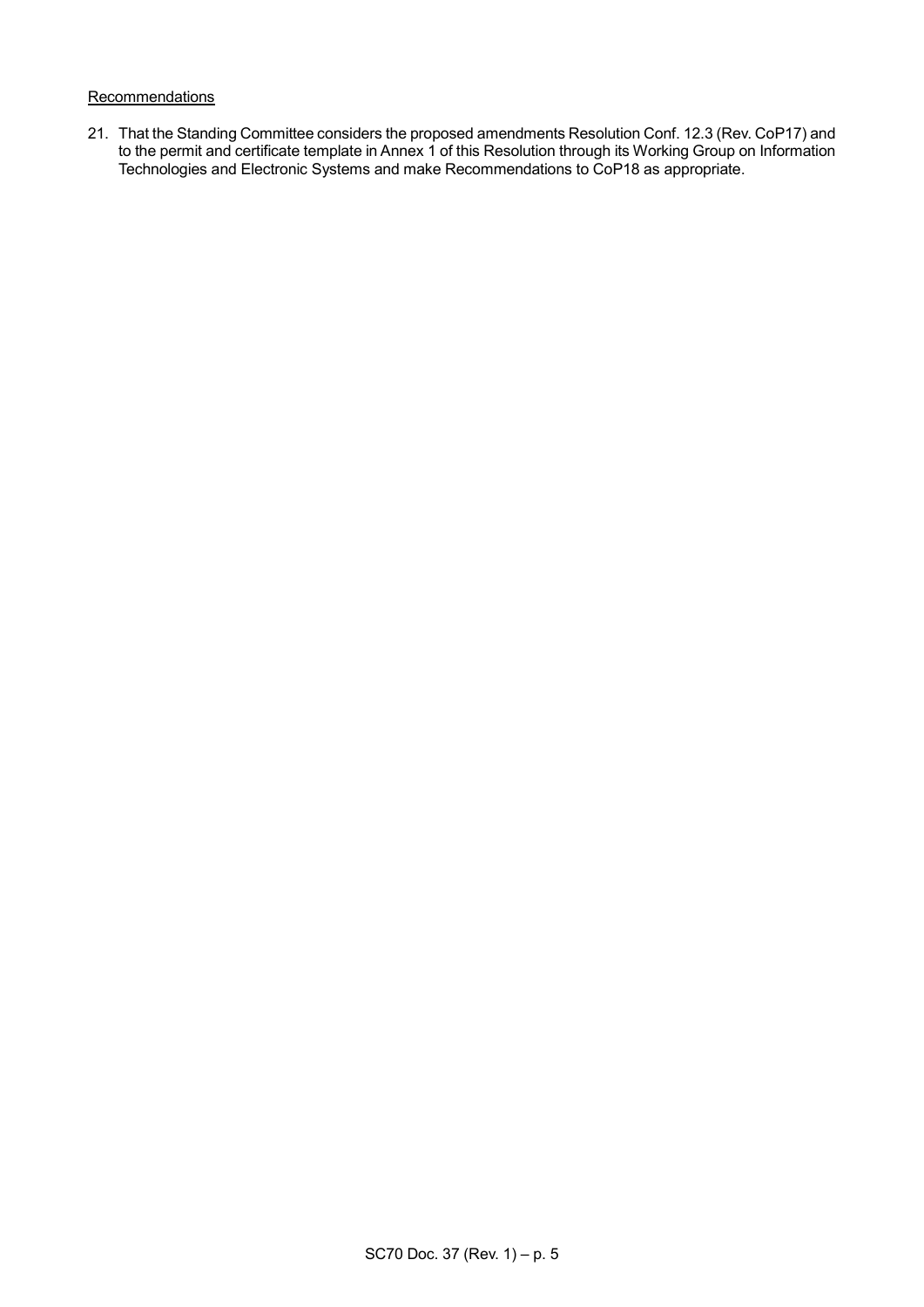Recommendations

21. That the Standing Committee considers the proposed amendments Resolution Conf. 12.3 (Rev. CoP17) and to the permit and certificate template in Annex 1 of this Resolution through its Working Group on Information Technologies and Electronic Systems and make Recommendations to CoP18 as appropriate.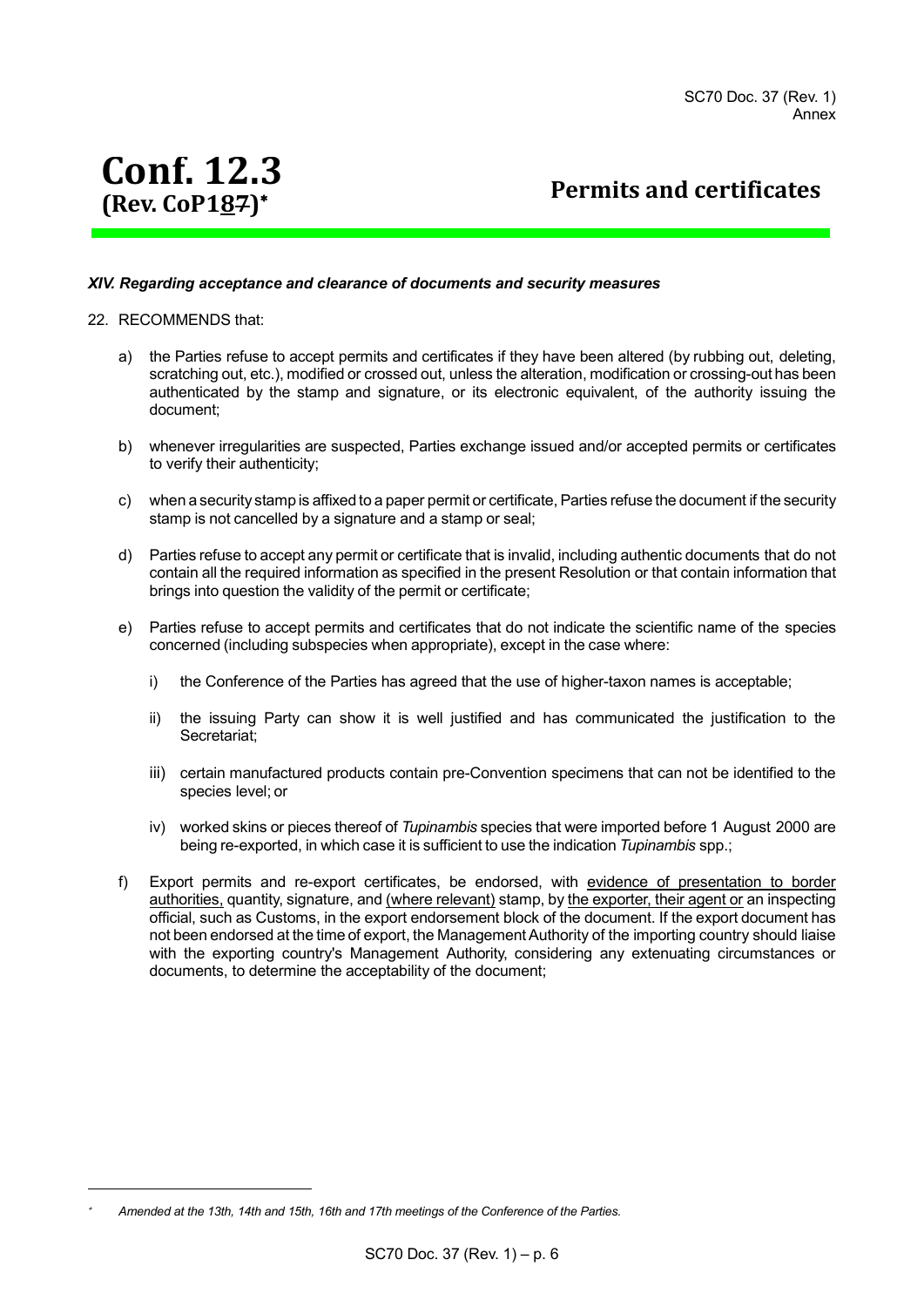# Conf. 12.3 (Rev. CoP187)*

## Permits and certificates

### *XIV. Regarding acceptance and clearance of documents and security measures*

22. RECOMMENDS that:

   a) the Parties refuse to accept permits and certificates if they have been altered (by rubbing out, deleting, scratching out, etc.), modified or crossed out, unless the alteration, modification or crossing-out has been authenticated by the stamp and signature, or its electronic equivalent, of the authority issuing the document;

   b) whenever irregularities are suspected, Parties exchange issued and/or accepted permits or certificates to verify their authenticity;

   c) when a security stamp is affixed to a paper permit or certificate, Parties refuse the document if the security stamp is not cancelled by a signature and a stamp or seal;

   d) Parties refuse to accept any permit or certificate that is invalid, including authentic documents that do not contain all the required information as specified in the present Resolution or that contain information that brings into question the validity of the permit or certificate;

   e) Parties refuse to accept permits and certificates that do not indicate the scientific name of the species concerned (including subspecies when appropriate), except in the case where:

      i) the Conference of the Parties has agreed that the use of higher-taxon names is acceptable;

      ii) the issuing Party can show it is well justified and has communicated the justification to the Secretariat;

      iii) certain manufactured products contain pre-Convention specimens that can not be identified to the species level; or

      iv) worked skins or pieces thereof of *Tupinambis* species that were imported before 1 August 2000 are being re-exported, in which case it is sufficient to use the indication *Tupinambis* spp.;

   f) Export permits and re-export certificates, be endorsed, with evidence of presentation to border authorities, quantity, signature, and (where relevant) stamp, by the exporter, their agent or an inspecting official, such as Customs, in the export endorsement block of the document. If the export document has not been endorsed at the time of export, the Management Authority of the importing country should liaise with the exporting country's Management Authority, considering any extenuating circumstances or documents, to determine the acceptability of the document;

---

\* *Amended at the 13th, 14th and 15th, 16th and 17th meetings of the Conference of the Parties.*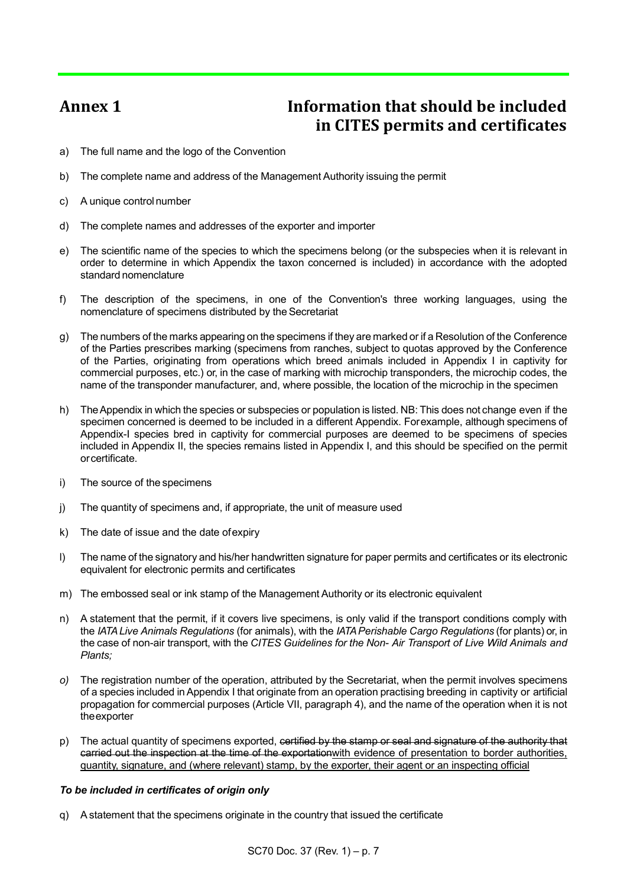# Annex 1 Information that should be included in CITES permits and certificates

a) The full name and the logo of the Convention

b) The complete name and address of the Management Authority issuing the permit

c) A unique control number

d) The complete names and addresses of the exporter and importer

e) The scientific name of the species to which the specimens belong (or the subspecies when it is relevant in order to determine in which Appendix the taxon concerned is included) in accordance with the adopted standard nomenclature

f) The description of the specimens, in one of the Convention's three working languages, using the nomenclature of specimens distributed by the Secretariat

g) The numbers of the marks appearing on the specimens if they are marked or if a Resolution of the Conference of the Parties prescribes marking (specimens from ranches, subject to quotas approved by the Conference of the Parties, originating from operations which breed animals included in Appendix I in captivity for commercial purposes, etc.) or, in the case of marking with microchip transponders, the microchip codes, the name of the transponder manufacturer, and, where possible, the location of the microchip in the specimen

h) The Appendix in which the species or subspecies or population is listed. NB: This does not change even if the specimen concerned is deemed to be included in a different Appendix. For example, although specimens of Appendix-I species bred in captivity for commercial purposes are deemed to be specimens of species included in Appendix II, the species remains listed in Appendix I, and this should be specified on the permit or certificate.

i) The source of the specimens

j) The quantity of specimens and, if appropriate, the unit of measure used

k) The date of issue and the date of expiry

l) The name of the signatory and his/her handwritten signature for paper permits and certificates or its electronic equivalent for electronic permits and certificates

m) The embossed seal or ink stamp of the Management Authority or its electronic equivalent

n) A statement that the permit, if it covers live specimens, is only valid if the transport conditions comply with the *IATA Live Animals Regulations* (for animals), with the *IATA Perishable Cargo Regulations* (for plants) or, in the case of non-air transport, with the *CITES Guidelines for the Non- Air Transport of Live Wild Animals and Plants;*

*o)* The registration number of the operation, attributed by the Secretariat, when the permit involves specimens of a species included in Appendix I that originate from an operation practising breeding in captivity or artificial propagation for commercial purposes (Article VII, paragraph 4), and the name of the operation when it is not the exporter

p) The actual quantity of specimens exported, ~~certified by the stamp or seal and signature of the authority that carried out the inspection at the time of the exportation~~<u>with evidence of presentation to border authorities, quantity, signature, and (where relevant) stamp, by the exporter, their agent or an inspecting official</u>

***To be included in certificates of origin only***

q) A statement that the specimens originate in the country that issued the certificate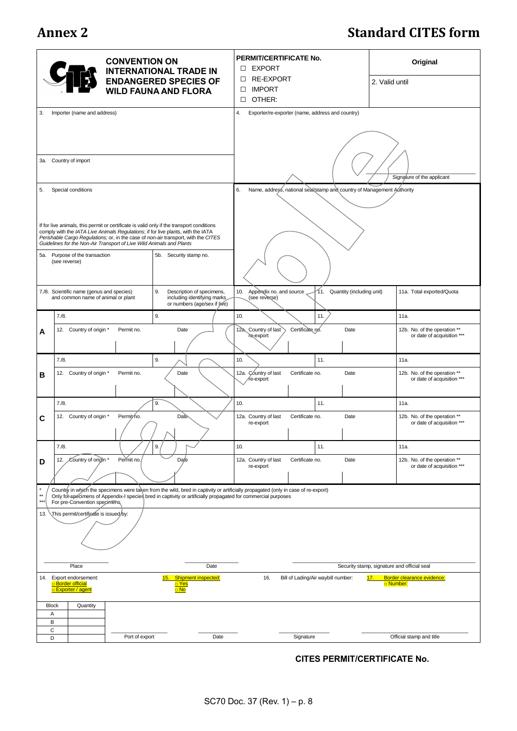# Annex 2

# Standard CITES form

**CONVENTION ON INTERNATIONAL TRADE IN ENDANGERED SPECIES OF WILD FAUNA AND FLORA**

**PERMIT/CERTIFICATE No.**

□ EXPORT
□ RE-EXPORT
□ IMPORT
□ OTHER:

**Original**

2. Valid until

3. Importer (name and address)

3a. Country of import

4. Exporter/re-exporter (name, address and country)

Signature of the applicant

5. Special conditions

If for live animals, this permit or certificate is valid only if the transport conditions comply with the *IATA Live Animals Regulations*; if for live plants, with the IATA *Perishable Cargo Regulations*; or, in the case of non-air transport, with the *CITES Guidelines for the Non-Air Transport of Live Wild Animals and Plants*

5a. Purpose of the transaction (see reverse)

5b. Security stamp no.

6. Name, address, national seal/stamp and country of Management Authority

| | 7./8. Scientific name (genus and species) and common name of animal or plant | | 9. Description of specimens, including identifying marks or numbers (age/sex if live) | 10. Appendix no. and source (see reverse) | | 11. Quantity (including unit) | 11a. Total exported/Quota |
|---|---|---|---|---|---|---|---|
| **A** | 7./8. | | 9. | 10. | | 11. | 11a. |
| | 12. Country of origin * | Permit no. | Date | 12a. Country of last re-export | Certificate no. | Date | 12b. No. of the operation ** or date of acquisition *** |
| **B** | 7./8. | | 9. | 10. | | 11. | 11a. |
| | 12. Country of origin * | Permit no. | Date | 12a. Country of last re-export | Certificate no. | Date | 12b. No. of the operation ** or date of acquisition *** |
| **C** | 7./8. | | 9. | 10. | | 11. | 11a. |
| | 12. Country of origin * | Permit no. | Date | 12a. Country of last re-export | Certificate no. | Date | 12b. No. of the operation ** or date of acquisition *** |
| **D** | 7./8. | | 9. | 10. | | 11. | 11a. |
| | 12. Country of origin * | Permit no. | Date | 12a. Country of last re-export | Certificate no. | Date | 12b. No. of the operation ** or date of acquisition *** |

\* Country in which the specimens were taken from the wild, bred in captivity or artificially propagated (only in case of re-export)
\*\* Only for specimens of Appendix-I species bred in captivity or artificially propagated for commercial purposes
\*\*\* For pre-Convention specimens

13. This permit/certificate is issued by:

Place | Date | Security stamp, signature and official seal

14. Export endorsement:
□ Border official
□ Exporter / agent

15. Shipment inspected:
□ Yes
□ No

16. Bill of Lading/Air waybill number:

17. Border clearance evidence:
□ Number:

| Block | Quantity |
|---|---|
| A | |
| B | |
| C | |
| D | |

Port of export | Date | Signature | Official stamp and title

**CITES PERMIT/CERTIFICATE No.**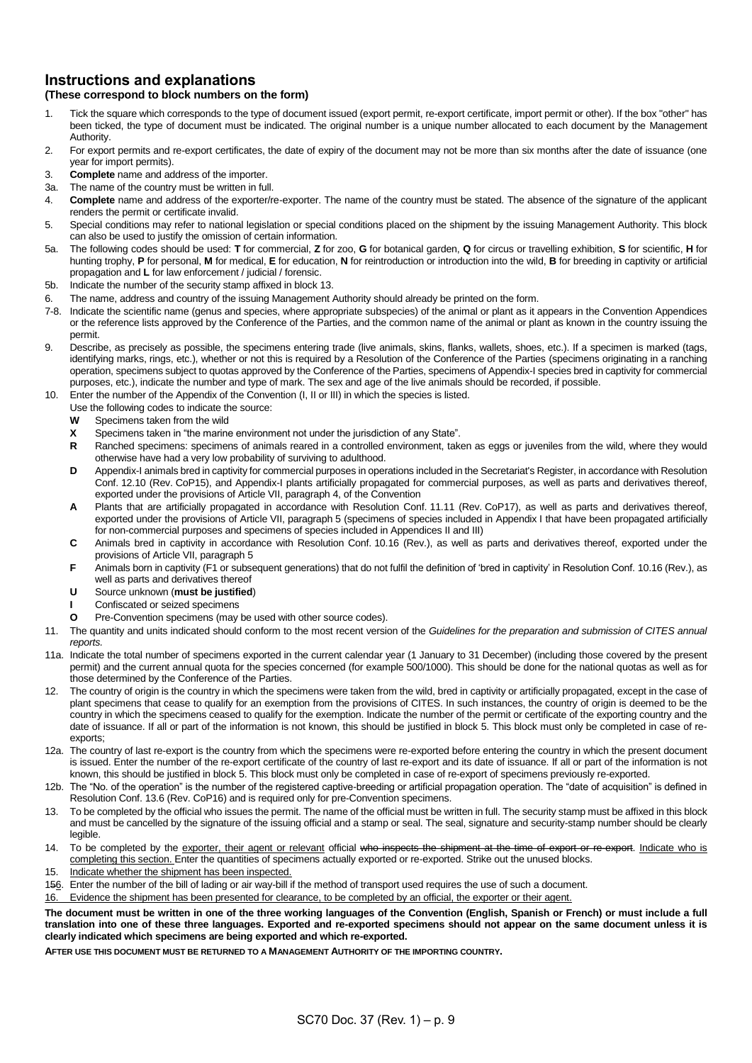## Instructions and explanations

**(These correspond to block numbers on the form)**

1. Tick the square which corresponds to the type of document issued (export permit, re-export certificate, import permit or other). If the box "other" has been ticked, the type of document must be indicated. The original number is a unique number allocated to each document by the Management Authority.
2. For export permits and re-export certificates, the date of expiry of the document may not be more than six months after the date of issuance (one year for import permits).
3. **Complete** name and address of the importer.

3a. The name of the country must be written in full.

4. **Complete** name and address of the exporter/re-exporter. The name of the country must be stated. The absence of the signature of the applicant renders the permit or certificate invalid.
5. Special conditions may refer to national legislation or special conditions placed on the shipment by the issuing Management Authority. This block can also be used to justify the omission of certain information.

5a. The following codes should be used: **T** for commercial, **Z** for zoo, **G** for botanical garden, **Q** for circus or travelling exhibition, **S** for scientific, **H** for hunting trophy, **P** for personal, **M** for medical, **E** for education, **N** for reintroduction or introduction into the wild, **B** for breeding in captivity or artificial propagation and **L** for law enforcement / judicial / forensic.

5b. Indicate the number of the security stamp affixed in block 13.

6. The name, address and country of the issuing Management Authority should already be printed on the form.

7-8. Indicate the scientific name (genus and species, where appropriate subspecies) of the animal or plant as it appears in the Convention Appendices or the reference lists approved by the Conference of the Parties, and the common name of the animal or plant as known in the country issuing the permit.

9. Describe, as precisely as possible, the specimens entering trade (live animals, skins, flanks, wallets, shoes, etc.). If a specimen is marked (tags, identifying marks, rings, etc.), whether or not this is required by a Resolution of the Conference of the Parties (specimens originating in a ranching operation, specimens subject to quotas approved by the Conference of the Parties, specimens of Appendix-I species bred in captivity for commercial purposes, etc.), indicate the number and type of mark. The sex and age of the live animals should be recorded, if possible.
10. Enter the number of the Appendix of the Convention (I, II or III) in which the species is listed.
    Use the following codes to indicate the source:
    - **W** Specimens taken from the wild
    - **X** Specimens taken in "the marine environment not under the jurisdiction of any State".
    - **R** Ranched specimens: specimens of animals reared in a controlled environment, taken as eggs or juveniles from the wild, where they would otherwise have had a very low probability of surviving to adulthood.
    - **D** Appendix-I animals bred in captivity for commercial purposes in operations included in the Secretariat's Register, in accordance with Resolution Conf. 12.10 (Rev. CoP15), and Appendix-I plants artificially propagated for commercial purposes, as well as parts and derivatives thereof, exported under the provisions of Article VII, paragraph 4, of the Convention
    - **A** Plants that are artificially propagated in accordance with Resolution Conf. 11.11 (Rev. CoP17), as well as parts and derivatives thereof, exported under the provisions of Article VII, paragraph 5 (specimens of species included in Appendix I that have been propagated artificially for non-commercial purposes and specimens of species included in Appendices II and III)
    - **C** Animals bred in captivity in accordance with Resolution Conf. 10.16 (Rev.), as well as parts and derivatives thereof, exported under the provisions of Article VII, paragraph 5
    - **F** Animals born in captivity (F1 or subsequent generations) that do not fulfil the definition of 'bred in captivity' in Resolution Conf. 10.16 (Rev.), as well as parts and derivatives thereof
    - **U** Source unknown (**must be justified**)
    - **I** Confiscated or seized specimens
    - **O** Pre-Convention specimens (may be used with other source codes).
11. The quantity and units indicated should conform to the most recent version of the *Guidelines for the preparation and submission of CITES annual reports.*

11a. Indicate the total number of specimens exported in the current calendar year (1 January to 31 December) (including those covered by the present permit) and the current annual quota for the species concerned (for example 500/1000). This should be done for the national quotas as well as for those determined by the Conference of the Parties.

12. The country of origin is the country in which the specimens were taken from the wild, bred in captivity or artificially propagated, except in the case of plant specimens that cease to qualify for an exemption from the provisions of CITES. In such instances, the country of origin is deemed to be the country in which the specimens ceased to qualify for the exemption. Indicate the number of the permit or certificate of the exporting country and the date of issuance. If all or part of the information is not known, this should be justified in block 5. This block must only be completed in case of re-exports;

12a. The country of last re-export is the country from which the specimens were re-exported before entering the country in which the present document is issued. Enter the number of the re-export certificate of the country of last re-export and its date of issuance. If all or part of the information is not known, this should be justified in block 5. This block must only be completed in case of re-export of specimens previously re-exported.

12b. The "No. of the operation" is the number of the registered captive-breeding or artificial propagation operation. The "date of acquisition" is defined in Resolution Conf. 13.6 (Rev. CoP16) and is required only for pre-Convention specimens.

13. To be completed by the official who issues the permit. The name of the official must be written in full. The security stamp must be affixed in this block and must be cancelled by the signature of the issuing official and a stamp or seal. The seal, signature and security-stamp number should be clearly legible.
14. To be completed by the exporter, their agent or relevant official ~~who inspects the shipment at the time of export or re-export~~. Indicate who is completing this section. Enter the quantities of specimens actually exported or re-exported. Strike out the unused blocks.
15. Indicate whether the shipment has been inspected.

1~~5~~6. Enter the number of the bill of lading or air way-bill if the method of transport used requires the use of such a document.

16. Evidence the shipment has been presented for clearance, to be completed by an official, the exporter or their agent.

**The document must be written in one of the three working languages of the Convention (English, Spanish or French) or must include a full translation into one of these three languages. Exported and re-exported specimens should not appear on the same document unless it is clearly indicated which specimens are being exported and which re-exported.**

**AFTER USE THIS DOCUMENT MUST BE RETURNED TO A MANAGEMENT AUTHORITY OF THE IMPORTING COUNTRY.**